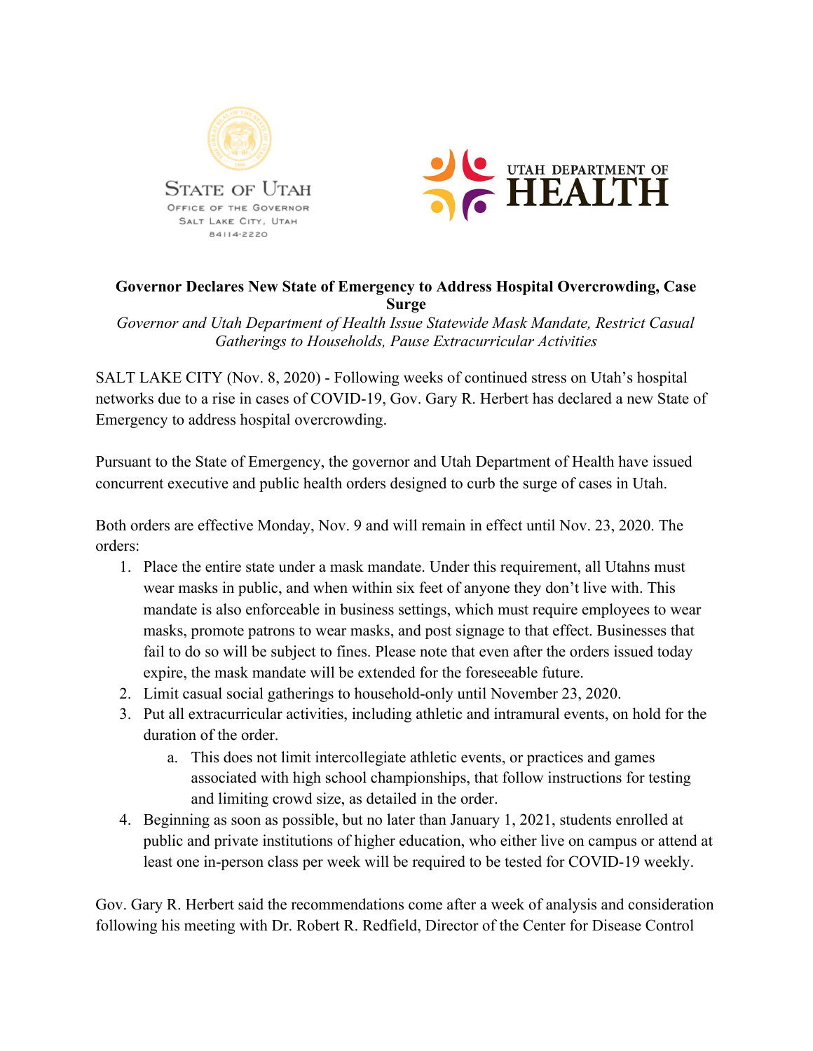STATE OF UTAH
OFFICE OF THE GOVERNOR
SALT LAKE CITY, UTAH
84114-2220

UTAH DEPARTMENT OF HEALTH

**Governor Declares New State of Emergency to Address Hospital Overcrowding, Case Surge**

*Governor and Utah Department of Health Issue Statewide Mask Mandate, Restrict Casual Gatherings to Households, Pause Extracurricular Activities*

SALT LAKE CITY (Nov. 8, 2020) - Following weeks of continued stress on Utah's hospital networks due to a rise in cases of COVID-19, Gov. Gary R. Herbert has declared a new State of Emergency to address hospital overcrowding.

Pursuant to the State of Emergency, the governor and Utah Department of Health have issued concurrent executive and public health orders designed to curb the surge of cases in Utah.

Both orders are effective Monday, Nov. 9 and will remain in effect until Nov. 23, 2020. The orders:

1. Place the entire state under a mask mandate. Under this requirement, all Utahns must wear masks in public, and when within six feet of anyone they don't live with. This mandate is also enforceable in business settings, which must require employees to wear masks, promote patrons to wear masks, and post signage to that effect. Businesses that fail to do so will be subject to fines. Please note that even after the orders issued today expire, the mask mandate will be extended for the foreseeable future.
2. Limit casual social gatherings to household-only until November 23, 2020.
3. Put all extracurricular activities, including athletic and intramural events, on hold for the duration of the order.
   a. This does not limit intercollegiate athletic events, or practices and games associated with high school championships, that follow instructions for testing and limiting crowd size, as detailed in the order.
4. Beginning as soon as possible, but no later than January 1, 2021, students enrolled at public and private institutions of higher education, who either live on campus or attend at least one in-person class per week will be required to be tested for COVID-19 weekly.

Gov. Gary R. Herbert said the recommendations come after a week of analysis and consideration following his meeting with Dr. Robert R. Redfield, Director of the Center for Disease Control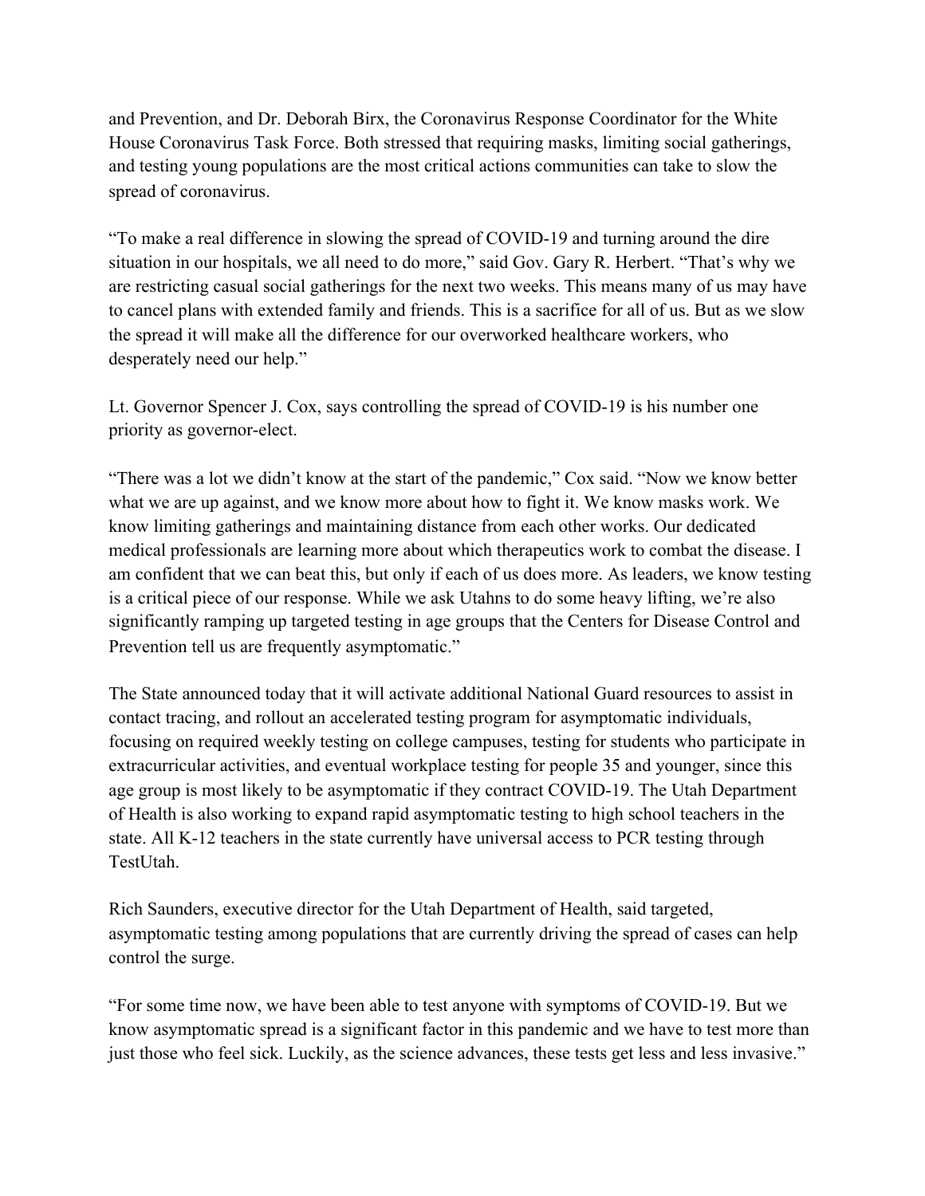and Prevention, and Dr. Deborah Birx, the Coronavirus Response Coordinator for the White House Coronavirus Task Force. Both stressed that requiring masks, limiting social gatherings, and testing young populations are the most critical actions communities can take to slow the spread of coronavirus.

"To make a real difference in slowing the spread of COVID-19 and turning around the dire situation in our hospitals, we all need to do more," said Gov. Gary R. Herbert. "That's why we are restricting casual social gatherings for the next two weeks. This means many of us may have to cancel plans with extended family and friends. This is a sacrifice for all of us. But as we slow the spread it will make all the difference for our overworked healthcare workers, who desperately need our help."

Lt. Governor Spencer J. Cox, says controlling the spread of COVID-19 is his number one priority as governor-elect.

"There was a lot we didn't know at the start of the pandemic," Cox said. "Now we know better what we are up against, and we know more about how to fight it. We know masks work. We know limiting gatherings and maintaining distance from each other works. Our dedicated medical professionals are learning more about which therapeutics work to combat the disease. I am confident that we can beat this, but only if each of us does more. As leaders, we know testing is a critical piece of our response. While we ask Utahns to do some heavy lifting, we're also significantly ramping up targeted testing in age groups that the Centers for Disease Control and Prevention tell us are frequently asymptomatic."

The State announced today that it will activate additional National Guard resources to assist in contact tracing, and rollout an accelerated testing program for asymptomatic individuals, focusing on required weekly testing on college campuses, testing for students who participate in extracurricular activities, and eventual workplace testing for people 35 and younger, since this age group is most likely to be asymptomatic if they contract COVID-19. The Utah Department of Health is also working to expand rapid asymptomatic testing to high school teachers in the state. All K-12 teachers in the state currently have universal access to PCR testing through TestUtah.

Rich Saunders, executive director for the Utah Department of Health, said targeted, asymptomatic testing among populations that are currently driving the spread of cases can help control the surge.

"For some time now, we have been able to test anyone with symptoms of COVID-19. But we know asymptomatic spread is a significant factor in this pandemic and we have to test more than just those who feel sick. Luckily, as the science advances, these tests get less and less invasive."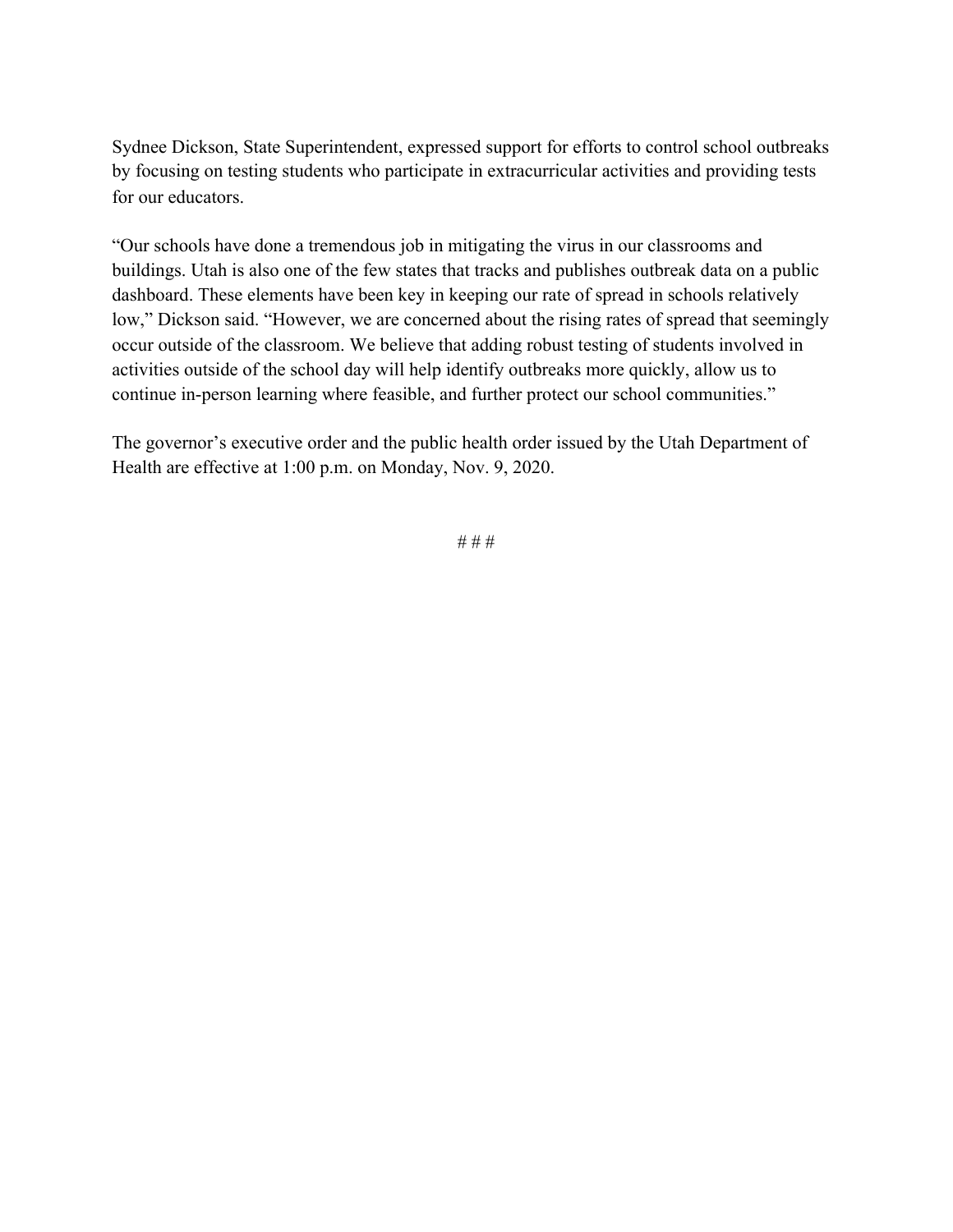Sydnee Dickson, State Superintendent, expressed support for efforts to control school outbreaks by focusing on testing students who participate in extracurricular activities and providing tests for our educators.

"Our schools have done a tremendous job in mitigating the virus in our classrooms and buildings. Utah is also one of the few states that tracks and publishes outbreak data on a public dashboard. These elements have been key in keeping our rate of spread in schools relatively low," Dickson said. "However, we are concerned about the rising rates of spread that seemingly occur outside of the classroom. We believe that adding robust testing of students involved in activities outside of the school day will help identify outbreaks more quickly, allow us to continue in-person learning where feasible, and further protect our school communities."

The governor's executive order and the public health order issued by the Utah Department of Health are effective at 1:00 p.m. on Monday, Nov. 9, 2020.

# # #